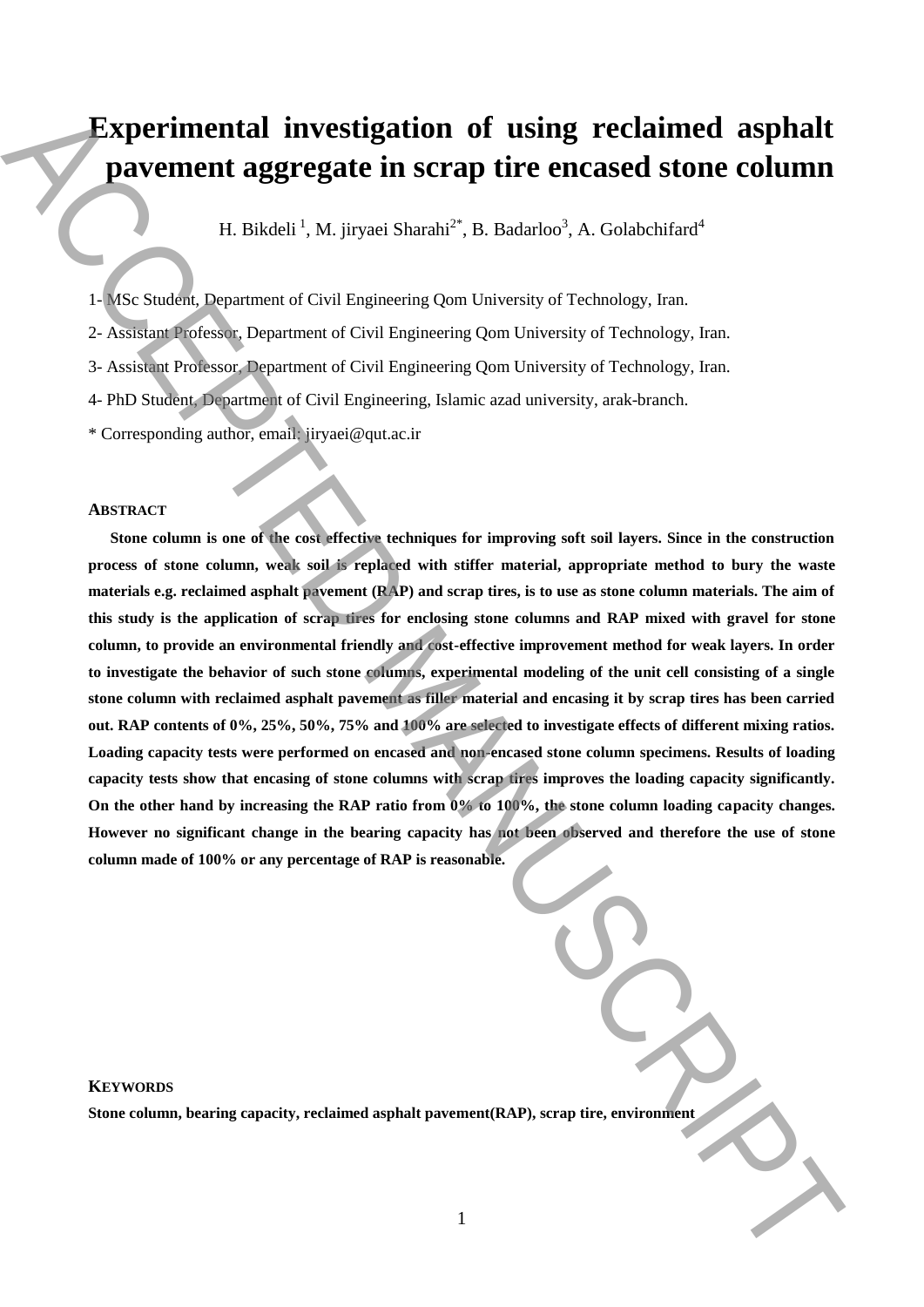# Experimental investigation of using reclaimed asphalt pavement aggregate in scrap tire encased stone column

H. Bikdeli [1], M. jiryaei Sharahi[2*], B. Badarloo[3], A. Golabchifard[4]

1- MSc Student, Department of Civil Engineering Qom University of Technology, Iran.

2- Assistant Professor, Department of Civil Engineering Qom University of Technology, Iran.

3- Assistant Professor, Department of Civil Engineering Qom University of Technology, Iran.

4- PhD Student, Department of Civil Engineering, Islamic azad university, arak-branch.

* Corresponding author, email: jiryaei@qut.ac.ir

## Abstract

**Stone column is one of the cost effective techniques for improving soft soil layers. Since in the construction process of stone column, weak soil is replaced with stiffer material, appropriate method to bury the waste materials e.g. reclaimed asphalt pavement (RAP) and scrap tires, is to use as stone column materials. The aim of this study is the application of scrap tires for enclosing stone columns and RAP mixed with gravel for stone column, to provide an environmental friendly and cost-effective improvement method for weak layers. In order to investigate the behavior of such stone columns, experimental modeling of the unit cell consisting of a single stone column with reclaimed asphalt pavement as filler material and encasing it by scrap tires has been carried out. RAP contents of 0%, 25%, 50%, 75% and 100% are selected to investigate effects of different mixing ratios. Loading capacity tests were performed on encased and non-encased stone column specimens. Results of loading capacity tests show that encasing of stone columns with scrap tires improves the loading capacity significantly. On the other hand by increasing the RAP ratio from 0% to 100%, the stone column loading capacity changes. However no significant change in the bearing capacity has not been observed and therefore the use of stone column made of 100% or any percentage of RAP is reasonable.**

## Keywords

**Stone column, bearing capacity, reclaimed asphalt pavement(RAP), scrap tire, environment**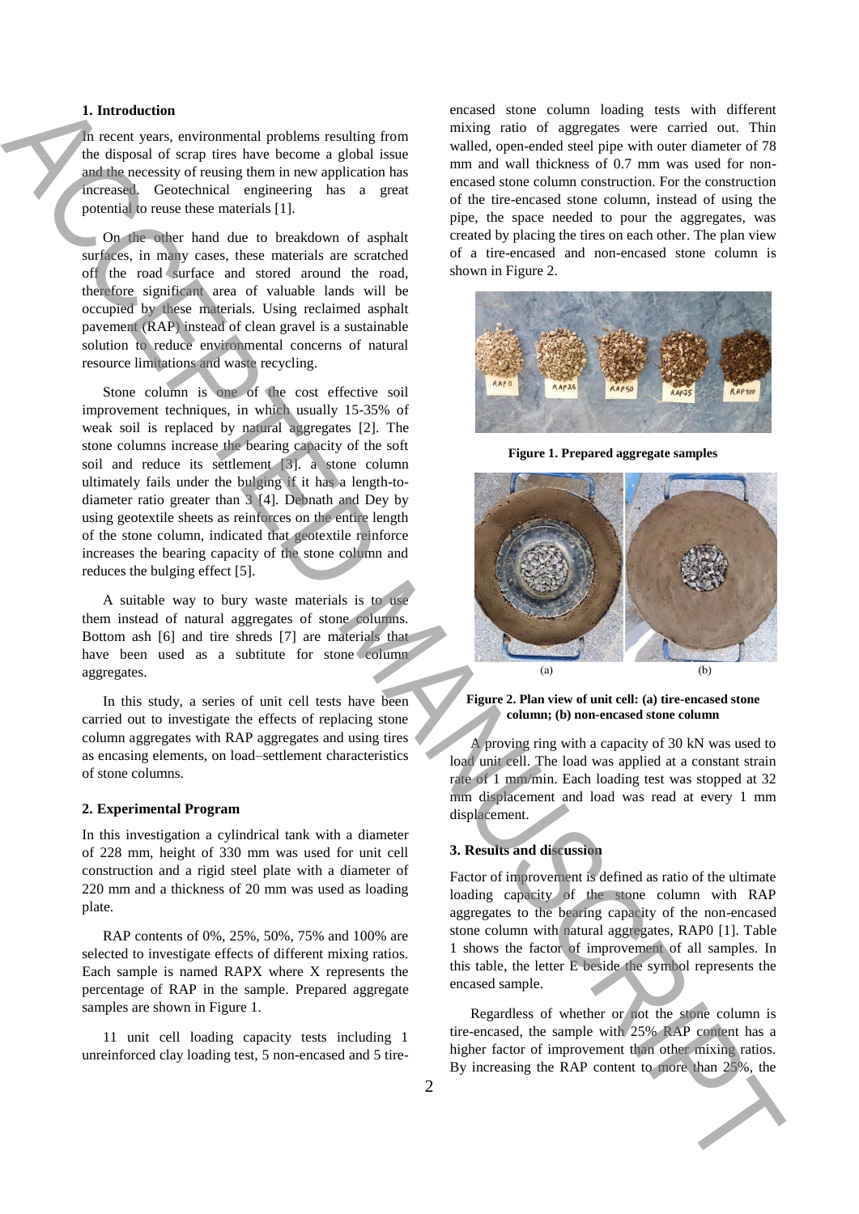## 1. Introduction

In recent years, environmental problems resulting from the disposal of scrap tires have become a global issue and the necessity of reusing them in new application has increased. Geotechnical engineering has a great potential to reuse these materials [1].

On the other hand due to breakdown of asphalt surfaces, in many cases, these materials are scratched off the road surface and stored around the road, therefore significant area of valuable lands will be occupied by these materials. Using reclaimed asphalt pavement (RAP) instead of clean gravel is a sustainable solution to reduce environmental concerns of natural resource limitations and waste recycling.

Stone column is one of the cost effective soil improvement techniques, in which usually 15-35% of weak soil is replaced by natural aggregates [2]. The stone columns increase the bearing capacity of the soft soil and reduce its settlement [3]. a stone column ultimately fails under the bulging if it has a length-to-diameter ratio greater than 3 [4]. Debnath and Dey by using geotextile sheets as reinforces on the entire length of the stone column, indicated that geotextile reinforce increases the bearing capacity of the stone column and reduces the bulging effect [5].

A suitable way to bury waste materials is to use them instead of natural aggregates of stone columns. Bottom ash [6] and tire shreds [7] are materials that have been used as a subtitute for stone column aggregates.

In this study, a series of unit cell tests have been carried out to investigate the effects of replacing stone column aggregates with RAP aggregates and using tires as encasing elements, on load–settlement characteristics of stone columns.

## 2. Experimental Program

In this investigation a cylindrical tank with a diameter of 228 mm, height of 330 mm was used for unit cell construction and a rigid steel plate with a diameter of 220 mm and a thickness of 20 mm was used as loading plate.

RAP contents of 0%, 25%, 50%, 75% and 100% are selected to investigate effects of different mixing ratios. Each sample is named RAPX where X represents the percentage of RAP in the sample. Prepared aggregate samples are shown in Figure 1.

11 unit cell loading capacity tests including 1 unreinforced clay loading test, 5 non-encased and 5 tire-encased stone column loading tests with different mixing ratio of aggregates were carried out. Thin walled, open-ended steel pipe with outer diameter of 78 mm and wall thickness of 0.7 mm was used for non-encased stone column construction. For the construction of the tire-encased stone column, instead of using the pipe, the space needed to pour the aggregates, was created by placing the tires on each other. The plan view of a tire-encased and non-encased stone column is shown in Figure 2.

**Figure 1. Prepared aggregate samples**

(a) (b)

**Figure 2. Plan view of unit cell: (a) tire-encased stone column; (b) non-encased stone column**

A proving ring with a capacity of 30 kN was used to load unit cell. The load was applied at a constant strain rate of 1 mm/min. Each loading test was stopped at 32 mm displacement and load was read at every 1 mm displacement.

## 3. Results and discussion

Factor of improvement is defined as ratio of the ultimate loading capacity of the stone column with RAP aggregates to the bearing capacity of the non-encased stone column with natural aggregates, RAP0 [1]. Table 1 shows the factor of improvement of all samples. In this table, the letter E beside the symbol represents the encased sample.

Regardless of whether or not the stone column is tire-encased, the sample with 25% RAP content has a higher factor of improvement than other mixing ratios. By increasing the RAP content to more than 25%, the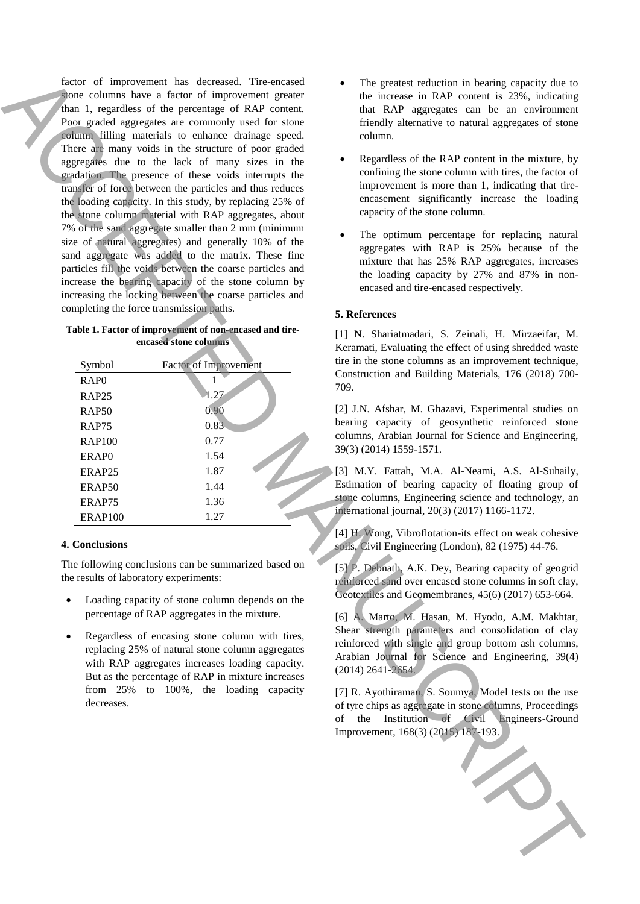factor of improvement has decreased. Tire-encased stone columns have a factor of improvement greater than 1, regardless of the percentage of RAP content. Poor graded aggregates are commonly used for stone column filling materials to enhance drainage speed. There are many voids in the structure of poor graded aggregates due to the lack of many sizes in the gradation. The presence of these voids interrupts the transfer of force between the particles and thus reduces the loading capacity. In this study, by replacing 25% of the stone column material with RAP aggregates, about 7% of the sand aggregate smaller than 2 mm (minimum size of natural aggregates) and generally 10% of the sand aggregate was added to the matrix. These fine particles fill the voids between the coarse particles and increase the bearing capacity of the stone column by increasing the locking between the coarse particles and completing the force transmission paths.

**Table 1. Factor of improvement of non-encased and tire-encased stone columns**

| Symbol | Factor of Improvement |
| --- | --- |
| RAP0 | 1 |
| RAP25 | 1.27 |
| RAP50 | 0.90 |
| RAP75 | 0.83 |
| RAP100 | 0.77 |
| ERAP0 | 1.54 |
| ERAP25 | 1.87 |
| ERAP50 | 1.44 |
| ERAP75 | 1.36 |
| ERAP100 | 1.27 |

## 4. Conclusions

The following conclusions can be summarized based on the results of laboratory experiments:

- Loading capacity of stone column depends on the percentage of RAP aggregates in the mixture.
- Regardless of encasing stone column with tires, replacing 25% of natural stone column aggregates with RAP aggregates increases loading capacity. But as the percentage of RAP in mixture increases from 25% to 100%, the loading capacity decreases.
- The greatest reduction in bearing capacity due to the increase in RAP content is 23%, indicating that RAP aggregates can be an environment friendly alternative to natural aggregates of stone column.
- Regardless of the RAP content in the mixture, by confining the stone column with tires, the factor of improvement is more than 1, indicating that tire-encasement significantly increase the loading capacity of the stone column.
- The optimum percentage for replacing natural aggregates with RAP is 25% because of the mixture that has 25% RAP aggregates, increases the loading capacity by 27% and 87% in non-encased and tire-encased respectively.

## 5. References

[1] N. Shariatmadari, S. Zeinali, H. Mirzaeifar, M. Keramati, Evaluating the effect of using shredded waste tire in the stone columns as an improvement technique, Construction and Building Materials, 176 (2018) 700-709.

[2] J.N. Afshar, M. Ghazavi, Experimental studies on bearing capacity of geosynthetic reinforced stone columns, Arabian Journal for Science and Engineering, 39(3) (2014) 1559-1571.

[3] M.Y. Fattah, M.A. Al-Neami, A.S. Al-Suhaily, Estimation of bearing capacity of floating group of stone columns, Engineering science and technology, an international journal, 20(3) (2017) 1166-1172.

[4] H. Wong, Vibroflotation-its effect on weak cohesive soils, Civil Engineering (London), 82 (1975) 44-76.

[5] P. Debnath, A.K. Dey, Bearing capacity of geogrid reinforced sand over encased stone columns in soft clay, Geotextiles and Geomembranes, 45(6) (2017) 653-664.

[6] A. Marto, M. Hasan, M. Hyodo, A.M. Makhtar, Shear strength parameters and consolidation of clay reinforced with single and group bottom ash columns, Arabian Journal for Science and Engineering, 39(4) (2014) 2641-2654.

[7] R. Ayothiraman, S. Soumya, Model tests on the use of tyre chips as aggregate in stone columns, Proceedings of the Institution of Civil Engineers-Ground Improvement, 168(3) (2015) 187-193.